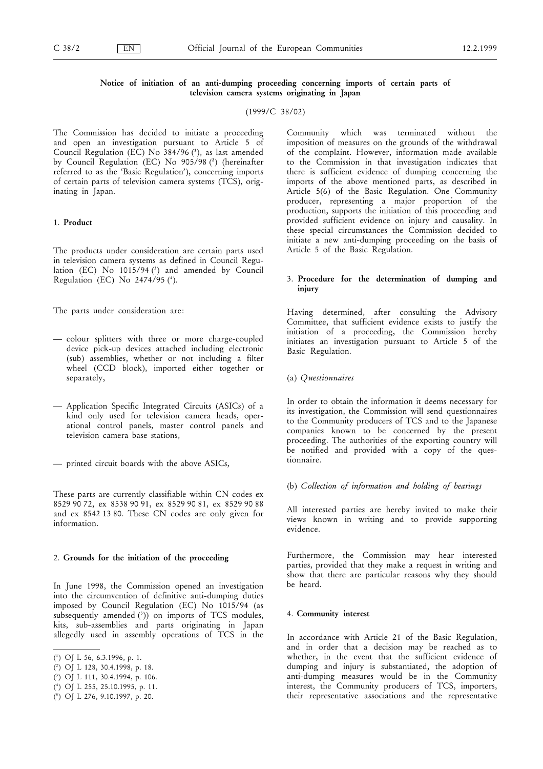**Notice of initiation of an anti-dumping proceeding concerning imports of certain parts of television camera systems originating in Japan**

(1999/C 38/02)

The Commission has decided to initiate a proceeding and open an investigation pursuant to Article 5 of Council Regulation (EC) No 384/96 [1], as last amended by Council Regulation (EC) No 905/98 [2] (hereinafter referred to as the 'Basic Regulation'), concerning imports of certain parts of television camera systems (TCS), originating in Japan.

## 1. Product

The products under consideration are certain parts used in television camera systems as defined in Council Regulation (EC) No 1015/94 [3] and amended by Council Regulation (EC) No 2474/95 [4].

The parts under consideration are:

- colour splitters with three or more charge-coupled device pick-up devices attached including electronic (sub) assemblies, whether or not including a filter wheel (CCD block), imported either together or separately,
- Application Specific Integrated Circuits (ASICs) of a kind only used for television camera heads, operational control panels, master control panels and television camera base stations,
- printed circuit boards with the above ASICs,

These parts are currently classifiable within CN codes ex 8529 90 72, ex 8538 90 91, ex 8529 90 81, ex 8529 90 88 and ex 8542 13 80. These CN codes are only given for information.

## 2. Grounds for the initiation of the proceeding

In June 1998, the Commission opened an investigation into the circumvention of definitive anti-dumping duties imposed by Council Regulation (EC) No 1015/94 (as subsequently amended [5]) on imports of TCS modules, kits, sub-assemblies and parts originating in Japan allegedly used in assembly operations of TCS in the Community which was terminated without the imposition of measures on the grounds of the withdrawal of the complaint. However, information made available to the Commission in that investigation indicates that there is sufficient evidence of dumping concerning the imports of the above mentioned parts, as described in Article 5(6) of the Basic Regulation. One Community producer, representing a major proportion of the production, supports the initiation of this proceeding and provided sufficient evidence on injury and causality. In these special circumstances the Commission decided to initiate a new anti-dumping proceeding on the basis of Article 5 of the Basic Regulation.

## 3. Procedure for the determination of dumping and injury

Having determined, after consulting the Advisory Committee, that sufficient evidence exists to justify the initiation of a proceeding, the Commission hereby initiates an investigation pursuant to Article 5 of the Basic Regulation.

(a) *Questionnaires*

In order to obtain the information it deems necessary for its investigation, the Commission will send questionnaires to the Community producers of TCS and to the Japanese companies known to be concerned by the present proceeding. The authorities of the exporting country will be notified and provided with a copy of the questionnaire.

(b) *Collection of information and holding of hearings*

All interested parties are hereby invited to make their views known in writing and to provide supporting evidence.

Furthermore, the Commission may hear interested parties, provided that they make a request in writing and show that there are particular reasons why they should be heard.

## 4. Community interest

In accordance with Article 21 of the Basic Regulation, and in order that a decision may be reached as to whether, in the event that the sufficient evidence of dumping and injury is substantiated, the adoption of anti-dumping measures would be in the Community interest, the Community producers of TCS, importers, their representative associations and the representative

---

[1] OJ L 56, 6.3.1996, p. 1.

[2] OJ L 128, 30.4.1998, p. 18.

[3] OJ L 111, 30.4.1994, p. 106.

[4] OJ L 255, 25.10.1995, p. 11.

[5] OJ L 276, 9.10.1997, p. 20.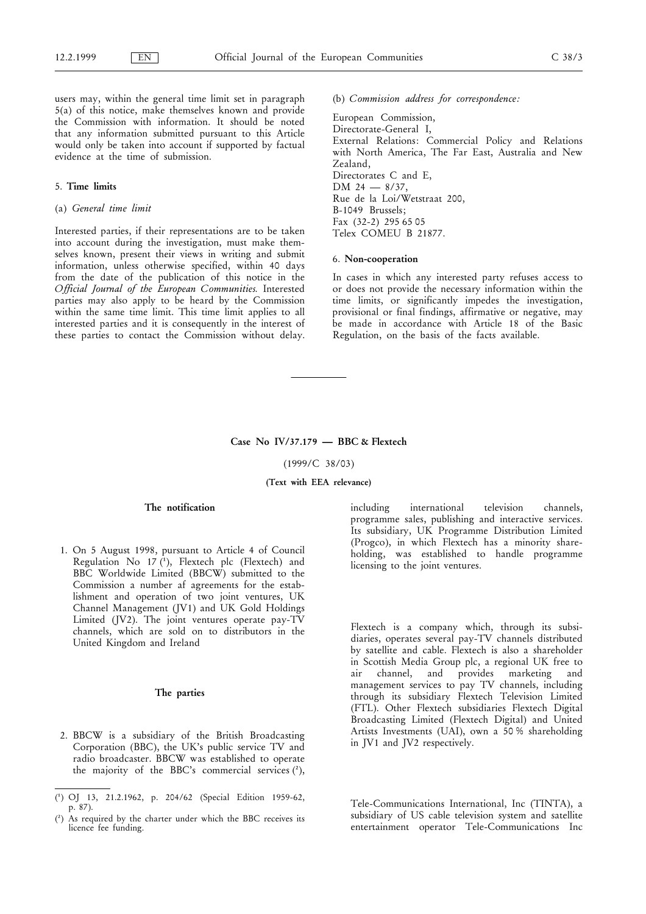users may, within the general time limit set in paragraph 5(a) of this notice, make themselves known and provide the Commission with information. It should be noted that any information submitted pursuant to this Article would only be taken into account if supported by factual evidence at the time of submission.

5. **Time limits**

(a) *General time limit*

Interested parties, if their representations are to be taken into account during the investigation, must make themselves known, present their views in writing and submit information, unless otherwise specified, within 40 days from the date of the publication of this notice in the *Official Journal of the European Communities.* Interested parties may also apply to be heard by the Commission within the same time limit. This time limit applies to all interested parties and it is consequently in the interest of these parties to contact the Commission without delay.

(b) *Commission address for correspondence:*

European Commission,
Directorate-General I,
External Relations: Commercial Policy and Relations with North America, The Far East, Australia and New Zealand,
Directorates C and E,
DM 24 — 8/37,
Rue de la Loi/Wetstraat 200,
B-1049 Brussels;
Fax (32-2) 295 65 05
Telex COMEU B 21877.

6. **Non-cooperation**

In cases in which any interested party refuses access to or does not provide the necessary information within the time limits, or significantly impedes the investigation, provisional or final findings, affirmative or negative, may be made in accordance with Article 18 of the Basic Regulation, on the basis of the facts available.

---

## Case No IV/37.179 — BBC & Flextech

(1999/C 38/03)

**(Text with EEA relevance)**

### The notification

1. On 5 August 1998, pursuant to Article 4 of Council Regulation No 17 [1], Flextech plc (Flextech) and BBC Worldwide Limited (BBCW) submitted to the Commission a number af agreements for the establishment and operation of two joint ventures, UK Channel Management (JV1) and UK Gold Holdings Limited (JV2). The joint ventures operate pay-TV channels, which are sold on to distributors in the United Kingdom and Ireland

### The parties

2. BBCW is a subsidiary of the British Broadcasting Corporation (BBC), the UK's public service TV and radio broadcaster. BBCW was established to operate the majority of the BBC's commercial services [2], including international television channels, programme sales, publishing and interactive services. Its subsidiary, UK Programme Distribution Limited (Progco), in which Flextech has a minority shareholding, was established to handle programme licensing to the joint ventures.

Flextech is a company which, through its subsidiaries, operates several pay-TV channels distributed by satellite and cable. Flextech is also a shareholder in Scottish Media Group plc, a regional UK free to air channel, and provides marketing and management services to pay TV channels, including through its subsidiary Flextech Television Limited (FTL). Other Flextech subsidiaries Flextech Digital Broadcasting Limited (Flextech Digital) and United Artists Investments (UAI), own a 50 % shareholding in JV1 and JV2 respectively.

Tele-Communications International, Inc (TINTA), a subsidiary of US cable television system and satellite entertainment operator Tele-Communications Inc

---

[1] OJ 13, 21.2.1962, p. 204/62 (Special Edition 1959-62, p. 87).

[2] As required by the charter under which the BBC receives its licence fee funding.